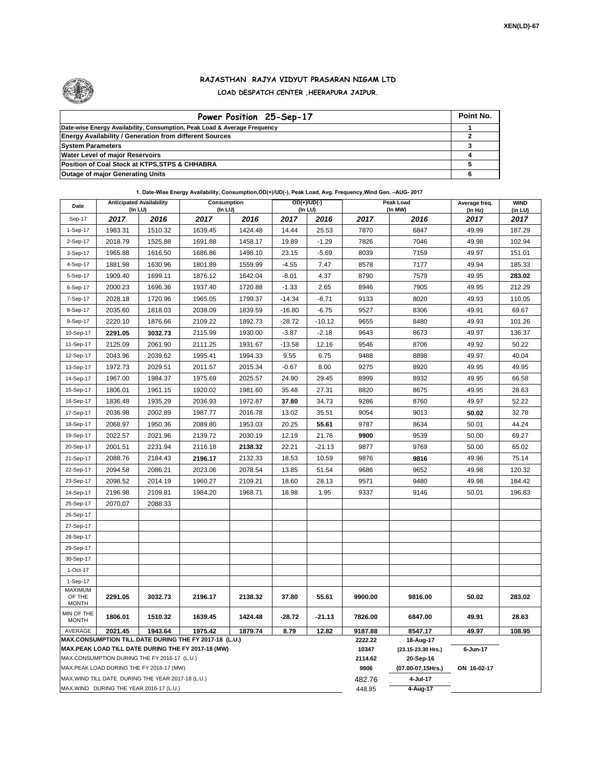XEN(LD)-67

# RAJASTHAN RAJYA VIDYUT PRASARAN NIGAM LTD

## LOAD DESPATCH CENTER ,HEERAPURA JAIPUR.

| Power Position 25-Sep-17 | Point No. |
|---|---|
| Date-wise Energy Availability, Consumption, Peak Load & Average Frequency | 1 |
| Energy Availability / Generation from different Sources | 2 |
| System Parameters | 3 |
| Water Level of major Reservoirs | 4 |
| Position of Coal Stock at KTPS,STPS & CHHABRA | 5 |
| Outage of major Generating Units | 6 |

**1. Date-Wise Energy Availability, Consumption,OD(+)/UD(-), Peak Load, Avg. Frequency,Wind Gen. –AUG- 2017**

| Date | Anticipated Availability (In LU) | | Consumption (In LU) | | OD(+)/UD(-) (In LU) | | Peak Load (In MW) | | Average freq. (In Hz) | WIND (in LU) |
|---|---|---|---|---|---|---|---|---|---|---|
| Sep-17 | 2017 | 2016 | 2017 | 2016 | 2017 | 2016 | 2017 | 2016 | 2017 | 2017 |
| 1-Sep-17 | 1983.31 | 1510.32 | 1639.45 | 1424.48 | 14.44 | 25.53 | 7870 | 6847 | 49.99 | 187.29 |
| 2-Sep-17 | 2018.79 | 1525.88 | 1691.88 | 1458.17 | 19.89 | -1.29 | 7826 | 7046 | 49.98 | 102.94 |
| 3-Sep-17 | 1965.88 | 1616.50 | 1686.86 | 1498.10 | 23.15 | -5.69 | 8039 | 7159 | 49.97 | 151.01 |
| 4-Sep-17 | 1881.98 | 1630.96 | 1801.89 | 1559.99 | -4.55 | 7.47 | 8578 | 7177 | 49.94 | 185.33 |
| 5-Sep-17 | 1909.40 | 1699.11 | 1876.12 | 1642.04 | -8.01 | 4.37 | 8790 | 7579 | 49.95 | **283.02** |
| 6-Sep-17 | 2000.23 | 1696.36 | 1937.40 | 1720.88 | -1.33 | 2.65 | 8946 | 7905 | 49.95 | 212.29 |
| 7-Sep-17 | 2028.18 | 1720.96 | 1965.05 | 1799.37 | -14.34 | -8.71 | 9133 | 8020 | 49.93 | 110.05 |
| 8-Sep-17 | 2035.60 | 1818.03 | 2038.09 | 1839.59 | -16.80 | -6.75 | 9527 | 8306 | 49.91 | 69.67 |
| 9-Sep-17 | 2220.10 | 1876.66 | 2109.22 | 1892.73 | -28.72 | -10.12 | 9655 | 8480 | 49.93 | 101.26 |
| 10-Sep-17 | **2291.05** | **3032.73** | 2115.99 | 1930.00 | -3.87 | -2.18 | 9643 | 8673 | 49.97 | 136.37 |
| 11-Sep-17 | 2125.09 | 2061.90 | 2111.25 | 1931.67 | -13.58 | 12.16 | 9546 | 8706 | 49.92 | 50.22 |
| 12-Sep-17 | 2043.96 | 2039.62 | 1995.41 | 1994.33 | 9.55 | 6.75 | 9488 | 8898 | 49.97 | 40.04 |
| 13-Sep-17 | 1972.73 | 2029.51 | 2011.57 | 2015.34 | -0.67 | 8.00 | 9275 | 8920 | 49.95 | 49.95 |
| 14-Sep-17 | 1967.00 | 1984.37 | 1975.69 | 2025.57 | 24.90 | 29.45 | 8999 | 8932 | 49.95 | 66.58 |
| 15-Sep-17 | 1806.01 | 1961.15 | 1920.02 | 1981.60 | 35.48 | 27.31 | 8820 | 8675 | 49.95 | 28.63 |
| 16-Sep-17 | 1836.48 | 1935.29 | 2036.93 | 1972.87 | **37.80** | 34.73 | 9286 | 8760 | 49.97 | 52.22 |
| 17-Sep-17 | 2036.98 | 2002.89 | 1987.77 | 2016.78 | 13.02 | 35.51 | 9054 | 9013 | **50.02** | 32.78 |
| 18-Sep-17 | 2068.97 | 1950.36 | 2089.80 | 1953.03 | 20.25 | **55.61** | 9787 | 8634 | 50.01 | 44.24 |
| 19-Sep-17 | 2022.57 | 2021.96 | 2139.72 | 2030.19 | 12.19 | 21.76 | **9900** | 9539 | 50.00 | 69.27 |
| 20-Sep-17 | 2001.51 | 2231.94 | 2116.18 | **2138.32** | 22.21 | -21.13 | 9877 | 9769 | 50.00 | 65.02 |
| 21-Sep-17 | 2088.76 | 2184.43 | **2196.17** | 2132.33 | 18.53 | 10.59 | 9876 | **9816** | 49.96 | 75.14 |
| 22-Sep-17 | 2094.58 | 2086.21 | 2023.06 | 2078.54 | 13.85 | 51.54 | 9686 | 9652 | 49.98 | 120.32 |
| 23-Sep-17 | 2098.52 | 2014.19 | 1960.27 | 2109.21 | 18.60 | 28.13 | 9571 | 9480 | 49.98 | 184.42 |
| 24-Sep-17 | 2196.98 | 2109.81 | 1984.20 | 1968.71 | 18.98 | 1.95 | 9337 | 9146 | 50.01 | 196.83 |
| 25-Sep-17 | 2070.07 | 2088.33 | | | | | | | | |
| 26-Sep-17 | | | | | | | | | | |
| 27-Sep-17 | | | | | | | | | | |
| 28-Sep-17 | | | | | | | | | | |
| 29-Sep-17 | | | | | | | | | | |
| 30-Sep-17 | | | | | | | | | | |
| 1-Oct-17 | | | | | | | | | | |
| 1-Sep-17 | | | | | | | | | | |
| MAXIMUM OF THE MONTH | 2291.05 | 3032.73 | 2196.17 | 2138.32 | 37.80 | 55.61 | 9900.00 | 9816.00 | 50.02 | 283.02 |
| MIN OF THE MONTH | 1806.01 | 1510.32 | 1639.45 | 1424.48 | -28.72 | -21.13 | 7826.00 | 6847.00 | 49.91 | 28.63 |
| AVERAGE | 2021.45 | 1943.64 | 1975.42 | 1879.74 | 8.79 | 12.82 | 9187.88 | 8547.17 | 49.97 | 108.95 |
| MAX.CONSUMPTION TILL DATE DURING THE FY 2017-18 (L.U.) | | | | | | | 2222.22 | 18-Aug-17 | | |
| MAX.PEAK LOAD TILL DATE DURING THE FY 2017-18 (MW) | | | | | | | 10347 | (23.15-23.30 Hrs.) | 6-Jun-17 | |
| MAX.CONSUMPTION DURING THE FY 2016-17 (L.U.) | | | | | | | 2114.62 | 20-Sep-16 | | |
| MAX.PEAK LOAD DURING THE FY 2016-17 (MW) | | | | | | | 9906 | (07.00-07.15Hrs.) | ON 16-02-17 | |
| MAX.WIND TILL DATE DURING THE YEAR 2017-18 (L.U.) | | | | | | | 482.76 | 4-Jul-17 | | |
| MAX.WIND DURING THE YEAR 2016-17 (L.U.) | | | | | | | 448.85 | 4-Aug-17 | | |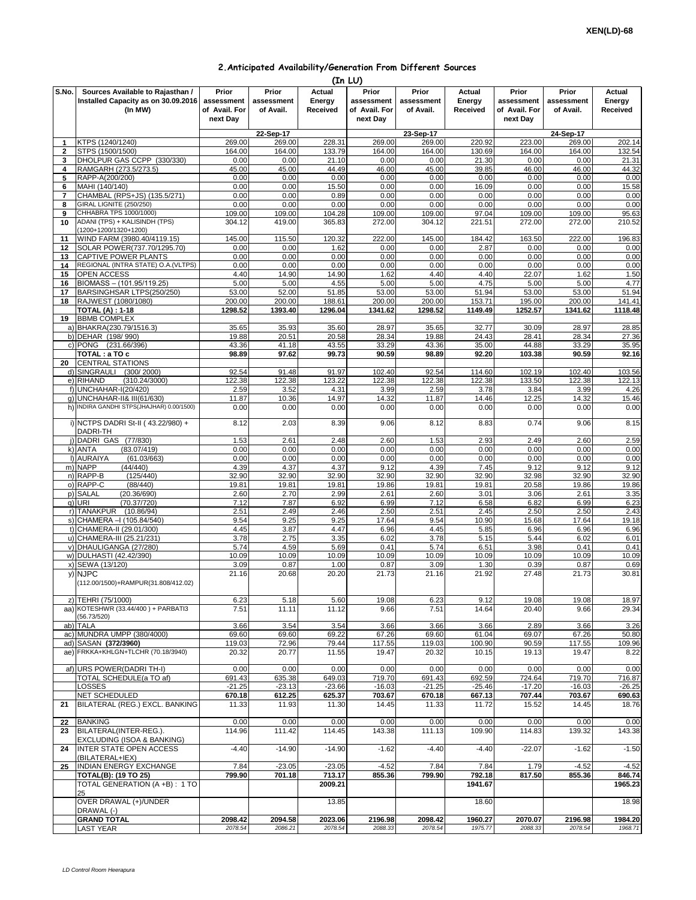XEN(LD)-68

## 2.Anticipated Availability/Generation From Different Sources

(In LU)

| S.No. | Sources Available to Rajasthan / Installed Capacity as on 30.09.2016 (In MW) | Prior assessment of Avail. For next Day | Prior assessment of Avail. | Actual Energy Received | Prior assessment of Avail. For next Day | Prior assessment of Avail. | Actual Energy Received | Prior assessment of Avail. For next Day | Prior assessment of Avail. | Actual Energy Received |
|---|---|---|---|---|---|---|---|---|---|---|
| | | 22-Sep-17 | | | 23-Sep-17 | | | 24-Sep-17 | | |
| 1 | KTPS (1240/1240) | 269.00 | 269.00 | 228.31 | 269.00 | 269.00 | 220.92 | 223.00 | 269.00 | 202.14 |
| 2 | STPS (1500/1500) | 164.00 | 164.00 | 133.79 | 164.00 | 164.00 | 130.69 | 164.00 | 164.00 | 132.54 |
| 3 | DHOLPUR GAS CCPP (330/330) | 0.00 | 0.00 | 21.10 | 0.00 | 0.00 | 21.30 | 0.00 | 0.00 | 21.31 |
| 4 | RAMGARH (273.5/273.5) | 45.00 | 45.00 | 44.49 | 46.00 | 45.00 | 39.85 | 46.00 | 46.00 | 44.32 |
| 5 | RAPP-A(200/200) | 0.00 | 0.00 | 0.00 | 0.00 | 0.00 | 0.00 | 0.00 | 0.00 | 0.00 |
| 6 | MAHI (140/140) | 0.00 | 0.00 | 15.50 | 0.00 | 0.00 | 16.09 | 0.00 | 0.00 | 15.58 |
| 7 | CHAMBAL (RPS+JS) (135.5/271) | 0.00 | 0.00 | 0.89 | 0.00 | 0.00 | 0.00 | 0.00 | 0.00 | 0.00 |
| 8 | GIRAL LIGNITE (250/250) | 0.00 | 0.00 | 0.00 | 0.00 | 0.00 | 0.00 | 0.00 | 0.00 | 0.00 |
| 9 | CHHABRA TPS 1000/1000) | 109.00 | 109.00 | 104.28 | 109.00 | 109.00 | 97.04 | 109.00 | 109.00 | 95.63 |
| 10 | ADANI (TPS) + KALISINDH (TPS) (1200+1200/1320+1200) | 304.12 | 419.00 | 365.83 | 272.00 | 304.12 | 221.51 | 272.00 | 272.00 | 210.52 |
| 11 | WIND FARM (3980.40/4119.15) | 145.00 | 115.50 | 120.32 | 222.00 | 145.00 | 184.42 | 163.50 | 222.00 | 196.83 |
| 12 | SOLAR POWER(737.70/1295.70) | 0.00 | 0.00 | 1.62 | 0.00 | 0.00 | 2.87 | 0.00 | 0.00 | 0.00 |
| 13 | CAPTIVE POWER PLANTS | 0.00 | 0.00 | 0.00 | 0.00 | 0.00 | 0.00 | 0.00 | 0.00 | 0.00 |
| 14 | REGIONAL (INTRA STATE) O.A.(VLTPS) | 0.00 | 0.00 | 0.00 | 0.00 | 0.00 | 0.00 | 0.00 | 0.00 | 0.00 |
| 15 | OPEN ACCESS | 4.40 | 14.90 | 14.90 | 1.62 | 4.40 | 4.40 | 22.07 | 1.62 | 1.50 |
| 16 | BIOMASS – (101.95/119.25) | 5.00 | 5.00 | 4.55 | 5.00 | 5.00 | 4.75 | 5.00 | 5.00 | 4.77 |
| 17 | BARSINGHSAR LTPS(250/250) | 53.00 | 52.00 | 51.85 | 53.00 | 53.00 | 51.94 | 53.00 | 53.00 | 51.94 |
| 18 | RAJWEST (1080/1080) | 200.00 | 200.00 | 188.61 | 200.00 | 200.00 | 153.71 | 195.00 | 200.00 | 141.41 |
| | **TOTAL (A) : 1-18** | **1298.52** | **1393.40** | **1296.04** | **1341.62** | **1298.52** | **1149.49** | **1252.57** | **1341.62** | **1118.48** |
| 19 | BBMB COMPLEX | | | | | | | | | |
| a) | BHAKRA(230.79/1516.3) | 35.65 | 35.93 | 35.60 | 28.97 | 35.65 | 32.77 | 30.09 | 28.97 | 28.85 |
| b) | DEHAR (198/ 990) | 19.88 | 20.51 | 20.58 | 28.34 | 19.88 | 24.43 | 28.41 | 28.34 | 27.36 |
| c) | PONG (231.66/396) | 43.36 | 41.18 | 43.55 | 33.29 | 43.36 | 35.00 | 44.88 | 33.29 | 35.95 |
| | **TOTAL : a TO c** | **98.89** | **97.62** | **99.73** | **90.59** | **98.89** | **92.20** | **103.38** | **90.59** | **92.16** |
| 20 | CENTRAL STATIONS | | | | | | | | | |
| d) | SINGRAULI (300/ 2000) | 92.54 | 91.48 | 91.97 | 102.40 | 92.54 | 114.60 | 102.19 | 102.40 | 103.56 |
| e) | RIHAND (310.24/3000) | 122.38 | 122.38 | 123.22 | 122.38 | 122.38 | 122.38 | 133.50 | 122.38 | 122.13 |
| f) | UNCHAHAR-I(20/420) | 2.59 | 3.52 | 4.31 | 3.99 | 2.59 | 3.78 | 3.84 | 3.99 | 4.26 |
| g) | UNCHAHAR-II& III(61/630) | 11.87 | 10.36 | 14.97 | 14.32 | 11.87 | 14.46 | 12.25 | 14.32 | 15.46 |
| h) | INDIRA GANDHI STPS(JHAJHAR) 0.00/1500) | 0.00 | 0.00 | 0.00 | 0.00 | 0.00 | 0.00 | 0.00 | 0.00 | 0.00 |
| i) | NCTPS DADRI St-II ( 43.22/980) + DADRI-TH | 8.12 | 2.03 | 8.39 | 9.06 | 8.12 | 8.83 | 0.74 | 9.06 | 8.15 |
| j) | DADRI GAS (77/830) | 1.53 | 2.61 | 2.48 | 2.60 | 1.53 | 2.93 | 2.49 | 2.60 | 2.59 |
| k) | ANTA (83.07/419) | 0.00 | 0.00 | 0.00 | 0.00 | 0.00 | 0.00 | 0.00 | 0.00 | 0.00 |
| l) | AURAIYA (61.03/663) | 0.00 | 0.00 | 0.00 | 0.00 | 0.00 | 0.00 | 0.00 | 0.00 | 0.00 |
| m) | NAPP (44/440) | 4.39 | 4.37 | 4.37 | 9.12 | 4.39 | 7.45 | 9.12 | 9.12 | 9.12 |
| n) | RAPP-B (125/440) | 32.90 | 32.90 | 32.90 | 32.90 | 32.90 | 32.90 | 32.98 | 32.90 | 32.90 |
| o) | RAPP-C (88/440) | 19.81 | 19.81 | 19.81 | 19.86 | 19.81 | 19.81 | 20.58 | 19.86 | 19.86 |
| p) | SALAL (20.36/690) | 2.60 | 2.70 | 2.99 | 2.61 | 2.60 | 3.01 | 3.06 | 2.61 | 3.35 |
| q) | URI (70.37/720) | 7.12 | 7.87 | 6.92 | 6.99 | 7.12 | 6.58 | 6.82 | 6.99 | 6.23 |
| r) | TANAKPUR (10.86/94) | 2.51 | 2.49 | 2.46 | 2.50 | 2.51 | 2.45 | 2.50 | 2.50 | 2.43 |
| s) | CHAMERA –I (105.84/540) | 9.54 | 9.25 | 9.25 | 17.64 | 9.54 | 10.90 | 15.68 | 17.64 | 19.18 |
| t) | CHAMERA-II (29.01/300) | 4.45 | 3.87 | 4.47 | 6.96 | 4.45 | 5.85 | 6.96 | 6.96 | 6.96 |
| u) | CHAMERA-III (25.21/231) | 3.78 | 2.75 | 3.35 | 6.02 | 3.78 | 5.15 | 5.44 | 6.02 | 6.01 |
| v) | DHAULIGANGA (27/280) | 5.74 | 4.59 | 5.69 | 0.41 | 5.74 | 6.51 | 3.98 | 0.41 | 0.41 |
| w) | DULHASTI (42.42/390) | 10.09 | 10.09 | 10.09 | 10.09 | 10.09 | 10.09 | 10.09 | 10.09 | 10.09 |
| x) | SEWA (13/120) | 3.09 | 0.87 | 1.00 | 0.87 | 3.09 | 1.30 | 0.39 | 0.87 | 0.69 |
| y) | NJPC (112.00/1500)+RAMPUR(31.808/412.02) | 21.16 | 20.68 | 20.20 | 21.73 | 21.16 | 21.92 | 27.48 | 21.73 | 30.81 |
| z) | TEHRI (75/1000) | 6.23 | 5.18 | 5.60 | 19.08 | 6.23 | 9.12 | 19.08 | 19.08 | 18.97 |
| aa) | KOTESHWR (33.44/400 ) + PARBATI3 (56.73/520) | 7.51 | 11.11 | 11.12 | 9.66 | 7.51 | 14.64 | 20.40 | 9.66 | 29.34 |
| ab) | TALA | 3.66 | 3.54 | 3.54 | 3.66 | 3.66 | 3.66 | 2.89 | 3.66 | 3.26 |
| ac) | MUNDRA UMPP (380/4000) | 69.60 | 69.60 | 69.22 | 67.26 | 69.60 | 61.04 | 69.07 | 67.26 | 50.80 |
| ad) | SASAN **(372/3960)** | 119.03 | 72.96 | 79.44 | 117.55 | 119.03 | 100.90 | 90.59 | 117.55 | 109.96 |
| ae) | FRKKA+KHLGN+TLCHR (70.18/3940) | 20.32 | 20.77 | 11.55 | 19.47 | 20.32 | 10.15 | 19.13 | 19.47 | 8.22 |
| af) | URS POWER(DADRI TH-I) | 0.00 | 0.00 | 0.00 | 0.00 | 0.00 | 0.00 | 0.00 | 0.00 | 0.00 |
| | TOTAL SCHEDULE(a TO af) | 691.43 | 635.38 | 649.03 | 719.70 | 691.43 | 692.59 | 724.64 | 719.70 | 716.87 |
| | LOSSES | -21.25 | -23.13 | -23.66 | -16.03 | -21.25 | -25.46 | -17.20 | -16.03 | -26.25 |
| | **NET SCHEDULED** | **670.18** | **612.25** | **625.37** | **703.67** | **670.18** | **667.13** | **707.44** | **703.67** | **690.63** |
| 21 | BILATERAL (REG.) EXCL. BANKING | 11.33 | 11.93 | 11.30 | 14.45 | 11.33 | 11.72 | 15.52 | 14.45 | 18.76 |
| 22 | BANKING | 0.00 | 0.00 | 0.00 | 0.00 | 0.00 | 0.00 | 0.00 | 0.00 | 0.00 |
| 23 | BILATERAL(INTER-REG.). EXCLUDING (ISOA & BANKING) | 114.96 | 111.42 | 114.45 | 143.38 | 111.13 | 109.90 | 114.83 | 139.32 | 143.38 |
| 24 | INTER STATE OPEN ACCESS (BILATERAL+IEX) | -4.40 | -14.90 | -14.90 | -1.62 | -4.40 | -4.40 | -22.07 | -1.62 | -1.50 |
| 25 | INDIAN ENERGY EXCHANGE | 7.84 | -23.05 | -23.05 | -4.52 | 7.84 | 7.84 | 1.79 | -4.52 | -4.52 |
| | **TOTAL(B): (19 TO 25)** | **799.90** | **701.18** | **713.17** | **855.36** | **799.90** | **792.18** | **817.50** | **855.36** | **846.74** |
| | TOTAL GENERATION (A +B) : 1 TO 25 | | | **2009.21** | | | **1941.67** | | | **1965.23** |
| | OVER DRAWAL (+)/UNDER DRAWAL (-) | | | 13.85 | | | 18.60 | | | 18.98 |
| | **GRAND TOTAL** | **2098.42** | **2094.58** | **2023.06** | **2196.98** | **2098.42** | **1960.27** | **2070.07** | **2196.98** | **1984.20** |
| | LAST YEAR | *2078.54* | *2086.21* | *2078.54* | *2088.33* | *2078.54* | *1975.77* | *2088.33* | *2078.54* | *1968.71* |

*LD Control Room Heerapura*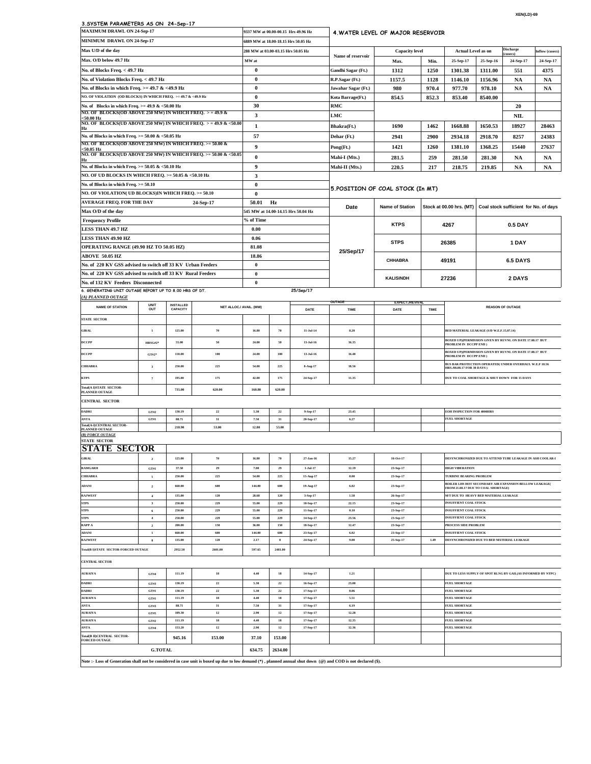XEN(LD)-69

## 3.SYSTEM PARAMETERS AS ON 24-Sep-17

| | | |
|---|---|---|
| MAXIMUM DRAWL ON 24-Sep-17 | | 9337 MW at 00.00-00.15 Hrs 49.96 Hz |
| MINIMUM DRAWL ON 24-Sep-17 | | 6889 MW at 18.00-18.15 Hrs 50.05 Hz |
| Max U/D of the day | | 288 MW at 03.00-03.15 Hrs 50.05 Hz |
| Max. O/D below 49.7 Hz | | MW at |
| No. of Blocks Freq. < 49.7 Hz | | 0 |
| No. of Violation Blocks Freq. < 49.7 Hz | | 0 |
| No. of Blocks in which Freq. >= 49.7 & <49.9 Hz | | 0 |
| NO. OF VIOLATION (OD BLOCKS) IN WHICH FREQ. >= 49.7 & <49.9 Hz | | 0 |
| No. of Blocks in which Freq. >= 49.9 & <50.00 Hz | | 30 |
| NO. OF BLOCKS(OD ABOVE 250 MW) IN WHICH FREQ. > = 49.9 & <50.00 Hz | | 3 |
| NO. OF BLOCKS(UD ABOVE 250 MW) IN WHICH FREQ. > = 49.9 & <50.00 Hz | | 1 |
| No. of Blocks in which Freq. >= 50.00 & <50.05 Hz | | 57 |
| NO. OF BLOCKS(OD ABOVE 250 MW) IN WHICH FREQ. >= 50.00 & <50.05 Hz | | 9 |
| NO. OF BLOCKS(UD ABOVE 250 MW) IN WHICH FREQ. >= 50.00 & <50.05 Hz | | 0 |
| No. of Blocks in which Freq. >= 50.05 & <50.10 Hz | | 9 |
| NO. OF UD BLOCKS IN WHICH FREQ. >= 50.05 & <50.10 Hz | | 3 |
| No. of Blocks in which Freq. >= 50.10 | | 0 |
| NO. OF VIOLATION( UD BLOCKS)IN WHICH FREQ. >= 50.10 | | 0 |
| AVERAGE FREQ. FOR THE DAY | 24-Sep-17 | 50.01 Hz |
| Max O/D of the day | | 545 MW at 14.00-14.15 Hrs 50.04 Hz |
| Frequency Profile | | % of Time |
| LESS THAN 49.7 HZ | | 0.00 |
| LESS THAN 49.90 HZ | | 0.06 |
| OPERATING RANGE (49.90 HZ TO 50.05 HZ) | | 81.08 |
| ABOVE 50.05 HZ | | 18.86 |
| No. of 220 KV GSS advised to switch off 33 KV Urban Feeders | | 0 |
| No. of 220 KV GSS advised to switch off 33 KV Rural Feeders | | 0 |
| No. of 132 KV Feeders Disconnected | | 0 |

## 4.WATER LEVEL OF MAJOR RESERVOIR

| Name of reservoir | Capacity level | | Actual Level as on | | Discharge (cusecs) | Inflow (cusecs) |
|---|---|---|---|---|---|---|
| | Max. | Min. | 25-Sep-17 | 25-Sep-16 | 24-Sep-17 | 24-Sep-17 |
| Gandhi Sagar (Ft.) | 1312 | 1250 | 1301.38 | 1311.00 | 551 | 4375 |
| R.P.Sagar (Ft.) | 1157.5 | 1128 | 1146.10 | 1156.96 | NA | NA |
| Jawahar Sagar (Ft.) | 980 | 970.4 | 977.70 | 978.10 | NA | NA |
| Kota Barrage(Ft.) | 854.5 | 852.3 | 853.40 | 8540.00 | | |
| RMC | | | | | 20 | |
| LMC | | | | | NIL | |
| Bhakra(Ft.) | 1690 | 1462 | 1668.88 | 1650.53 | 18927 | 28463 |
| Dehar (Ft.) | 2941 | 2900 | 2934.18 | 2918.70 | 8257 | 24383 |
| Pong(Ft.) | 1421 | 1260 | 1381.10 | 1368.25 | 15440 | 27637 |
| Mahi-I (Mts.) | 281.5 | 259 | 281.50 | 281.30 | NA | NA |
| Mahi-II (Mts.) | 220.5 | 217 | 218.75 | 219.85 | NA | NA |

## 5.POSITION OF COAL STOCK (In MT)

| Date | Name of Station | Stock at 00.00 hrs. (MT) | Coal stock sufficient for No. of days |
|---|---|---|---|
| 25/Sep/17 | KTPS | 4267 | 0.5 DAY |
| | STPS | 26385 | 1 DAY |
| | CHHABRA | 49191 | 6.5 DAYS |
| | KALISINDH | 27236 | 2 DAYS |

## 6. GENERATING UNIT OUTAGE REPORT UP TO 8.00 HRS OF DT. 25/Sep/17

*(A) PLANNED OUTAGE*

| NAME OF STATION | UNIT OUT | INSTALLED CAPACITY | NET ALLOC./ AVAIL. (MW) | | | OUTAGE DATE | OUTAGE TIME | EXPECT./REVIVAL DATE | EXPECT./REVIVAL TIME | REASON OF OUTAGE |
|---|---|---|---|---|---|---|---|---|---|---|
| STATE SECTOR | | | | | | | | | | |
| GIRAL | 1 | 125.00 | 70 | 16.80 | 70 | 11-Jul-14 | 8.20 | | | BED MATERIAL LEAKAGE (S/D W.E.F.15.07.14) |
| DCCPP | HRSG#2* | 55.00 | 50 | 24.00 | 50 | 13-Jul-16 | 16.35 | | | BOXED UP)(PERMISSION GIVEN BY RUVNL ON DATE 17.08.17 BUT PROBLEM IN DCCPP END ) |
| DCCPP | GT#2* | 110.00 | 100 | 24.00 | 100 | 13-Jul-16 | 16.40 | | | BOXED UP)(PERMISSION GIVEN BY RUVNL ON DATE 17.08.17 BUT PROBLEM IN DCCPP END ) |
| CHHABRA | 3 | 250.00 | 225 | 54.00 | 225 | 8-Aug-17 | 18.56 | | | BUS BAR PROTECTION OPERATED( UNDER OVERHAUL W.E.F 18.56 HRS./08.08.17 FOR 30 DAYS ) |
| KTPS | 7 | 195.00 | 175 | 42.00 | 175 | 24-Sep-17 | 11.35 | | | DUE TO COAL SHORTAGE & SHUT DOWN FOR 15 DAYS |
| Total(A I)STATE SECTOR-PLANNED OUTAGE | | 735.00 | 620.00 | 160.80 | 620.00 | | | | | |
| CENTRAL SECTOR | | | | | | | | | | |
| DADRI | GT#2 | 130.19 | 22 | 5.30 | 22 | 9-Sep-17 | 23.45 | | | EOH INSPECTION FOR 4000HRS |
| ANTA | GT#1 | 88.71 | 31 | 7.50 | 31 | 20-Sep-17 | 6.27 | | | FUEL SHORTAGE |
| Total(A-I)CENTRAL SECTOR-PLANNED OUTAGE | | 218.90 | 53.00 | 12.80 | 53.00 | | | | | |

*(B) FORCE OUTAGE*

STATE SECTOR

| NAME OF STATION | UNIT OUT | INSTALLED CAPACITY | NET ALLOC./ AVAIL. (MW) | | | OUTAGE DATE | OUTAGE TIME | EXPECT./REVIVAL DATE | EXPECT./REVIVAL TIME | REASON OF OUTAGE |
|---|---|---|---|---|---|---|---|---|---|---|
| **STATE SECTOR** | | | | | | | | | | |
| GIRAL | 2 | 125.00 | 70 | 16.80 | 70 | 27-Jan-16 | 15.27 | 16-Oct-17 | | DESYNCHRONIZED DUE TO ATTEND TUBE LEAKAGE IN ASH COOLAR-I |
| RAMGARH | GT#1 | 37.50 | 29 | 7.00 | 29 | 1-Jul-17 | 12.19 | 23-Sep-17 | | HIGH VIBERATION |
| CHHABRA | 1 | 250.00 | 225 | 54.00 | 225 | 15-Aug-17 | 8.00 | 23-Sep-17 | | TURBINE BEARING PROBLEM |
| ADANI | 2 | 660.00 | 600 | 144.00 | 600 | 19-Aug-17 | 6.02 | 23-Sep-17 | | BOILER LHS HOT SECONDARY AIR EXPANSION BELLOW LEAKAGE( FROM 21.08.17 DUE TO COAL SHORTAGE) |
| RAJWEST | 4 | 135.00 | 120 | 28.68 | 120 | 3-Sep-17 | 1.58 | 26-Sep-17 | | S/T DUE TO HEAVY BED MATERIAL LEAKAGE |
| STPS | 3 | 250.00 | 229 | 55.00 | 229 | 10-Sep-17 | 22.15 | 23-Sep-17 | | INSUFFIENT COAL STOCK |
| STPS | 6 | 250.00 | 229 | 55.00 | 229 | 11-Sep-17 | 0.10 | 23-Sep-17 | | INSUFFIENT COAL STOCK |
| STPS | 4 | 250.00 | 229 | 55.00 | 229 | 14-Sep-17 | 23.56 | 23-Sep-17 | | INSUFFIENT COAL STOCK |
| RAPP A | 2 | 200.00 | 150 | 36.00 | 150 | 18-Sep-17 | 12.47 | 23-Sep-17 | | PROCESS SIDE PROBLEM |
| ADANI | 1 | 660.00 | 600 | 144.00 | 600 | 23-Sep-17 | 6.02 | 23-Sep-17 | | INSUFFIENT COAL STOCK |
| RAJWEST | 8 | 135.00 | 120 | 2.17 | 0 | 24-Sep-17 | 9.00 | 25-Sep-17 | 1.49 | DESYNCHRONIZED DUE TO BED MATERIAL LEAKAGE |
| Total(B I)STATE SECTOR-FORCED OUTAGE | | 2952.50 | 2601.00 | 597.65 | 2481.00 | | | | | |
| CENTRAL SECTOR | | | | | | | | | | |
| AURAIYA | GT#4 | 111.19 | 18 | 4.40 | 18 | 14-Sep-17 | 1.21 | | | DUE TO LESS SUPPLY OF SPOT RLNG BY GAIL(AS INFORMED BY NTPC) |
| DADRI | GT#3 | 130.19 | 22 | 5.30 | 22 | 16-Sep-17 | 23.00 | | | FUEL SHORTAGE |
| DADRI | GT#1 | 130.19 | 22 | 5.30 | 22 | 17-Sep-17 | 0.06 | | | FUEL SHORTAGE |
| AURAIYA | GT#1 | 111.19 | 18 | 4.40 | 18 | 17-Sep-17 | 5.51 | | | FUEL SHORTAGE |
| ANTA | GT#3 | 88.71 | 31 | 7.50 | 31 | 17-Sep-17 | 6.19 | | | FUEL SHORTAGE |
| AURAIYA | GT#5 | 109.30 | 12 | 2.90 | 12 | 17-Sep-17 | 12.28 | | | FUEL SHORTAGE |
| AURAIYA | GT#2 | 111.19 | 18 | 4.40 | 18 | 17-Sep-17 | 12.35 | | | FUEL SHORTAGE |
| ANTA | GT#4 | 153.20 | 12 | 2.90 | 12 | 17-Sep-17 | 12.36 | | | FUEL SHORTAGE |
| Total(B II)CENTRAL SECTOR-FORCED OUTAGE | | 945.16 | 153.00 | 37.10 | 153.00 | | | | | |
| G.TOTAL | | | | 634.75 | 2634.00 | | | | | |

Note :- Loss of Generation shall not be considered in case unit is boxed up due to low demand (*) , planned annual shut down (@) and COD is not declared ($).